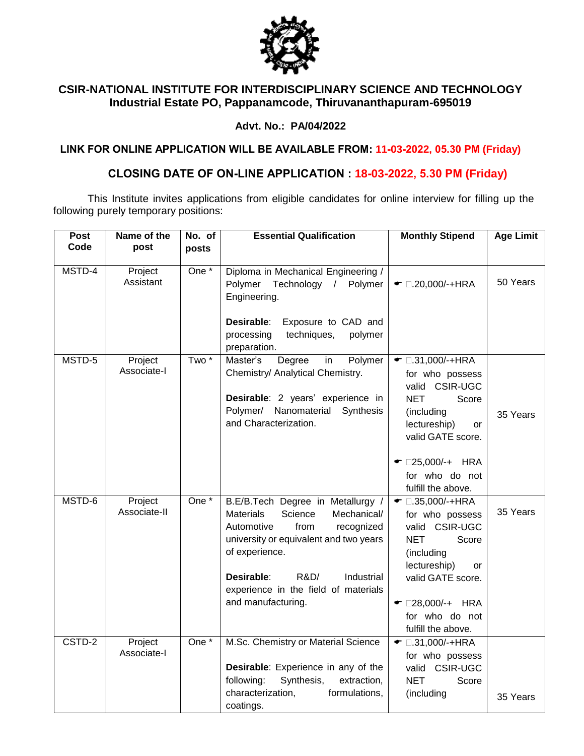# CSIR-NATIONAL INSTITUTE FOR INTERDISCIPLINARY SCIENCE AND TECHNOLOGY

**Industrial Estate PO, Pappanamcode, Thiruvananthapuram-695019**

**Advt. No.: PA/04/2022**

**LINK FOR ONLINE APPLICATION WILL BE AVAILABLE FROM: 11-03-2022, 05.30 PM (Friday)**

## CLOSING DATE OF ON-LINE APPLICATION : 18-03-2022, 5.30 PM (Friday)

This Institute invites applications from eligible candidates for online interview for filling up the following purely temporary positions:

| Post Code | Name of the post | No. of posts | Essential Qualification | Monthly Stipend | Age Limit |
|---|---|---|---|---|---|
| MSTD-4 | Project Assistant | One * | Diploma in Mechanical Engineering / Polymer Technology / Polymer Engineering.<br><br>**Desirable**: Exposure to CAD and processing techniques, polymer preparation. | ☛ ₹.20,000/-+HRA | 50 Years |
| MSTD-5 | Project Associate-I | Two * | Master's Degree in Polymer Chemistry/ Analytical Chemistry.<br><br>**Desirable**: 2 years' experience in Polymer/ Nanomaterial Synthesis and Characterization. | ☛ ₹.31,000/-+HRA for who possess valid CSIR-UGC NET Score (including lectureship) or valid GATE score.<br><br>☛ ₹25,000/-+ HRA for who do not fulfill the above. | 35 Years |
| MSTD-6 | Project Associate-II | One * | B.E/B.Tech Degree in Metallurgy / Materials Science Mechanical/ Automotive from recognized university or equivalent and two years of experience.<br><br>**Desirable**: R&D/ Industrial experience in the field of materials and manufacturing. | ☛ ₹.35,000/-+HRA for who possess valid CSIR-UGC NET Score (including lectureship) or valid GATE score.<br><br>☛ ₹28,000/-+ HRA for who do not fulfill the above. | 35 Years |
| CSTD-2 | Project Associate-I | One * | M.Sc. Chemistry or Material Science<br><br>**Desirable**: Experience in any of the following: Synthesis, extraction, characterization, formulations, coatings. | ☛ ₹.31,000/-+HRA for who possess valid CSIR-UGC NET Score (including | 35 Years |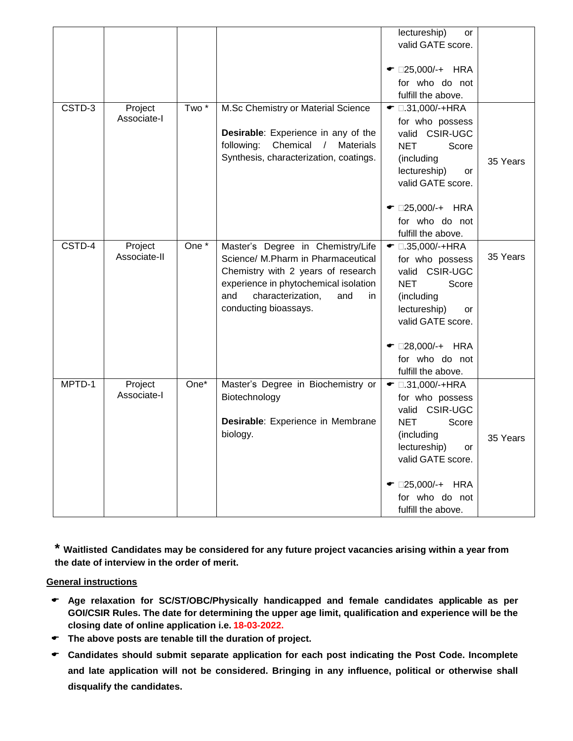| | | | | lectureship) or valid GATE score.<br><br>☛ □25,000/-+ HRA for who do not fulfill the above. | |
|---|---|---|---|---|---|
| CSTD-3 | Project Associate-I | Two * | M.Sc Chemistry or Material Science<br><br>**Desirable**: Experience in any of the following: Chemical / Materials Synthesis, characterization, coatings. | ☛ □.31,000/-+HRA for who possess valid CSIR-UGC NET Score (including lectureship) or valid GATE score.<br><br>☛ □25,000/-+ HRA for who do not fulfill the above. | 35 Years |
| CSTD-4 | Project Associate-II | One * | Master's Degree in Chemistry/Life Science/ M.Pharm in Pharmaceutical Chemistry with 2 years of research experience in phytochemical isolation and characterization, and in conducting bioassays. | ☛ □.35,000/-+HRA for who possess valid CSIR-UGC NET Score (including lectureship) or valid GATE score.<br><br>☛ □28,000/-+ HRA for who do not fulfill the above. | 35 Years |
| MPTD-1 | Project Associate-I | One* | Master's Degree in Biochemistry or Biotechnology<br><br>**Desirable**: Experience in Membrane biology. | ☛ □.31,000/-+HRA for who possess valid CSIR-UGC NET Score (including lectureship) or valid GATE score.<br><br>☛ □25,000/-+ HRA for who do not fulfill the above. | 35 Years |

**\* Waitlisted Candidates may be considered for any future project vacancies arising within a year from the date of interview in the order of merit.**

**General instructions**

- **Age relaxation for SC/ST/OBC/Physically handicapped and female candidates applicable as per GOI/CSIR Rules. The date for determining the upper age limit, qualification and experience will be the closing date of online application i.e. 18-03-2022.**
- **The above posts are tenable till the duration of project.**
- **Candidates should submit separate application for each post indicating the Post Code. Incomplete and late application will not be considered. Bringing in any influence, political or otherwise shall disqualify the candidates.**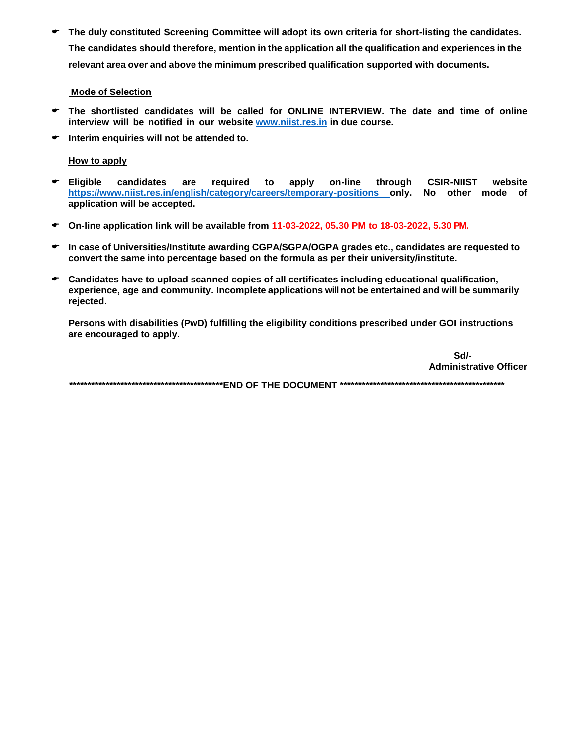- **The duly constituted Screening Committee will adopt its own criteria for short-listing the candidates. The candidates should therefore, mention in the application all the qualification and experiences in the relevant area over and above the minimum prescribed qualification supported with documents.**

**Mode of Selection**

- **The shortlisted candidates will be called for ONLINE INTERVIEW. The date and time of online interview will be notified in our website www.niist.res.in in due course.**
- **Interim enquiries will not be attended to.**

**How to apply**

- **Eligible candidates are required to apply on-line through CSIR-NIIST website https://www.niist.res.in/english/category/careers/temporary-positions only. No other mode of application will be accepted.**
- **On-line application link will be available from 11-03-2022, 05.30 PM to 18-03-2022, 5.30 PM.**
- **In case of Universities/Institute awarding CGPA/SGPA/OGPA grades etc., candidates are requested to convert the same into percentage based on the formula as per their university/institute.**
- **Candidates have to upload scanned copies of all certificates including educational qualification, experience, age and community. Incomplete applications will not be entertained and will be summarily rejected.**

**Persons with disabilities (PwD) fulfilling the eligibility conditions prescribed under GOI instructions are encouraged to apply.**

**Sd/-**
**Administrative Officer**

**********************************************END OF THE DOCUMENT ************************************************